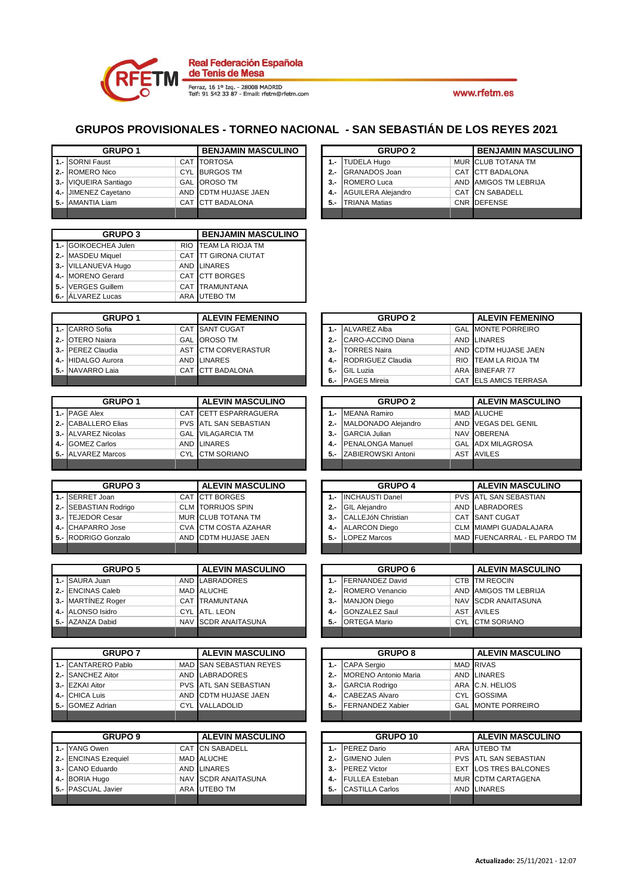Real Federación Española de Tenis de Mesa

Ferraz, 16 1º Izq. - 28008 MADRID
Telf: 91 542 33 87 - Email: rfetm@rfetm.com

www.rfetm.es

# GRUPOS PROVISIONALES - TORNEO NACIONAL - SAN SEBASTIÁN DE LOS REYES 2021

| GRUPO 1 | | | BENJAMIN MASCULINO |
|---|---|---|---|
| 1.- | SORNI Faust | CAT | TORTOSA |
| 2.- | ROMERO Nico | CYL | BURGOS TM |
| 3.- | VIQUEIRA Santiago | GAL | OROSO TM |
| 4.- | JIMENEZ Cayetano | AND | CDTM HUJASE JAEN |
| 5.- | AMANTIA Liam | CAT | CTT BADALONA |

| GRUPO 2 | | | BENJAMIN MASCULINO |
|---|---|---|---|
| 1.- | TUDELA Hugo | MUR | CLUB TOTANA TM |
| 2.- | GRANADOS Joan | CAT | CTT BADALONA |
| 3.- | ROMERO Luca | AND | AMIGOS TM LEBRIJA |
| 4.- | AGUILERA Alejandro | CAT | CN SABADELL |
| 5.- | TRIANA Matias | CNR | DEFENSE |

| GRUPO 3 | | | BENJAMIN MASCULINO |
|---|---|---|---|
| 1.- | GOIKOECHEA Julen | RIO | TEAM LA RIOJA TM |
| 2.- | MASDEU Miquel | CAT | TT GIRONA CIUTAT |
| 3.- | VILLANUEVA Hugo | AND | LINARES |
| 4.- | MORENO Gerard | CAT | CTT BORGES |
| 5.- | VERGES Guillem | CAT | TRAMUNTANA |
| 6.- | ÁLVAREZ Lucas | ARA | UTEBO TM |

| GRUPO 1 | | | ALEVIN FEMENINO |
|---|---|---|---|
| 1.- | CARRO Sofia | CAT | SANT CUGAT |
| 2.- | OTERO Naiara | GAL | OROSO TM |
| 3.- | PEREZ Claudia | AST | CTM CORVERASTUR |
| 4.- | HIDALGO Aurora | AND | LINARES |
| 5.- | NAVARRO Laia | CAT | CTT BADALONA |

| GRUPO 2 | | | ALEVIN FEMENINO |
|---|---|---|---|
| 1.- | ALVAREZ Alba | GAL | MONTE PORREIRO |
| 2.- | CARO-ACCINO Diana | AND | LINARES |
| 3.- | TORRES Naira | AND | CDTM HUJASE JAEN |
| 4.- | RODRIGUEZ Claudia | RIO | TEAM LA RIOJA TM |
| 5.- | GIL Luzia | ARA | BINEFAR 77 |
| 6.- | PAGES Mireia | CAT | ELS AMICS TERRASA |

| GRUPO 1 | | | ALEVIN MASCULINO |
|---|---|---|---|
| 1.- | PAGE Alex | CAT | CETT ESPARRAGUERA |
| 2.- | CABALLERO Elias | PVS | ATL SAN SEBASTIAN |
| 3.- | ALVAREZ Nicolas | GAL | VILAGARCIA TM |
| 4.- | GOMEZ Carlos | AND | LINARES |
| 5.- | ALVAREZ Marcos | CYL | CTM SORIANO |

| GRUPO 2 | | | ALEVIN MASCULINO |
|---|---|---|---|
| 1.- | MEANA Ramiro | MAD | ALUCHE |
| 2.- | MALDONADO Alejandro | AND | VEGAS DEL GENIL |
| 3.- | GARCIA Julian | NAV | OBERENA |
| 4.- | PENALONGA Manuel | GAL | ADX MILAGROSA |
| 5.- | ZABIEROWSKI Antoni | AST | AVILES |

| GRUPO 3 | | | ALEVIN MASCULINO |
|---|---|---|---|
| 1.- | SERRET Joan | CAT | CTT BORGES |
| 2.- | SEBASTIAN Rodrigo | CLM | TORRIJOS SPIN |
| 3.- | TEJEDOR Cesar | MUR | CLUB TOTANA TM |
| 4.- | CHAPARRO Jose | CVA | CTM COSTA AZAHAR |
| 5.- | RODRIGO Gonzalo | AND | CDTM HUJASE JAEN |

| GRUPO 4 | | | ALEVIN MASCULINO |
|---|---|---|---|
| 1.- | INCHAUSTI Danel | PVS | ATL SAN SEBASTIAN |
| 2.- | GIL Alejandro | AND | LABRADORES |
| 3.- | CALLEJóN Christian | CAT | SANT CUGAT |
| 4.- | ALARCON Diego | CLM | MIAMPI GUADALAJARA |
| 5.- | LOPEZ Marcos | MAD | FUENCARRAL - EL PARDO TM |

| GRUPO 5 | | | ALEVIN MASCULINO |
|---|---|---|---|
| 1.- | SAURA Juan | AND | LABRADORES |
| 2.- | ENCINAS Caleb | MAD | ALUCHE |
| 3.- | MARTÍNEZ Roger | CAT | TRAMUNTANA |
| 4.- | ALONSO Isidro | CYL | ATL. LEON |
| 5.- | AZANZA Dabid | NAV | SCDR ANAITASUNA |

| GRUPO 6 | | | ALEVIN MASCULINO |
|---|---|---|---|
| 1.- | FERNANDEZ David | CTB | TM REOCIN |
| 2.- | ROMERO Venancio | AND | AMIGOS TM LEBRIJA |
| 3.- | MANJON Diego | NAV | SCDR ANAITASUNA |
| 4.- | GONZALEZ Saul | AST | AVILES |
| 5.- | ORTEGA Mario | CYL | CTM SORIANO |

| GRUPO 7 | | | ALEVIN MASCULINO |
|---|---|---|---|
| 1.- | CANTARERO Pablo | MAD | SAN SEBASTIAN REYES |
| 2.- | SANCHEZ Aitor | AND | LABRADORES |
| 3.- | EZKAI Aitor | PVS | ATL SAN SEBASTIAN |
| 4.- | CHICA Luis | AND | CDTM HUJASE JAEN |
| 5.- | GOMEZ Adrian | CYL | VALLADOLID |

| GRUPO 8 | | | ALEVIN MASCULINO |
|---|---|---|---|
| 1.- | CAPA Sergio | MAD | RIVAS |
| 2.- | MORENO Antonio Maria | AND | LINARES |
| 3.- | GARCIA Rodrigo | ARA | C.N. HELIOS |
| 4.- | CABEZAS Alvaro | CYL | GOSSIMA |
| 5.- | FERNANDEZ Xabier | GAL | MONTE PORREIRO |

| GRUPO 9 | | | ALEVIN MASCULINO |
|---|---|---|---|
| 1.- | YANG Owen | CAT | CN SABADELL |
| 2.- | ENCINAS Ezequiel | MAD | ALUCHE |
| 3.- | CANO Eduardo | AND | LINARES |
| 4.- | BORIA Hugo | NAV | SCDR ANAITASUNA |
| 5.- | PASCUAL Javier | ARA | UTEBO TM |

| GRUPO 10 | | | ALEVIN MASCULINO |
|---|---|---|---|
| 1.- | PEREZ Dario | ARA | UTEBO TM |
| 2.- | GIMENO Julen | PVS | ATL SAN SEBASTIAN |
| 3.- | PEREZ Victor | EXT | LOS TRES BALCONES |
| 4.- | FULLEA Esteban | MUR | CDTM CARTAGENA |
| 5.- | CASTILLA Carlos | AND | LINARES |

**Actualizado:** 25/11/2021 - 12:07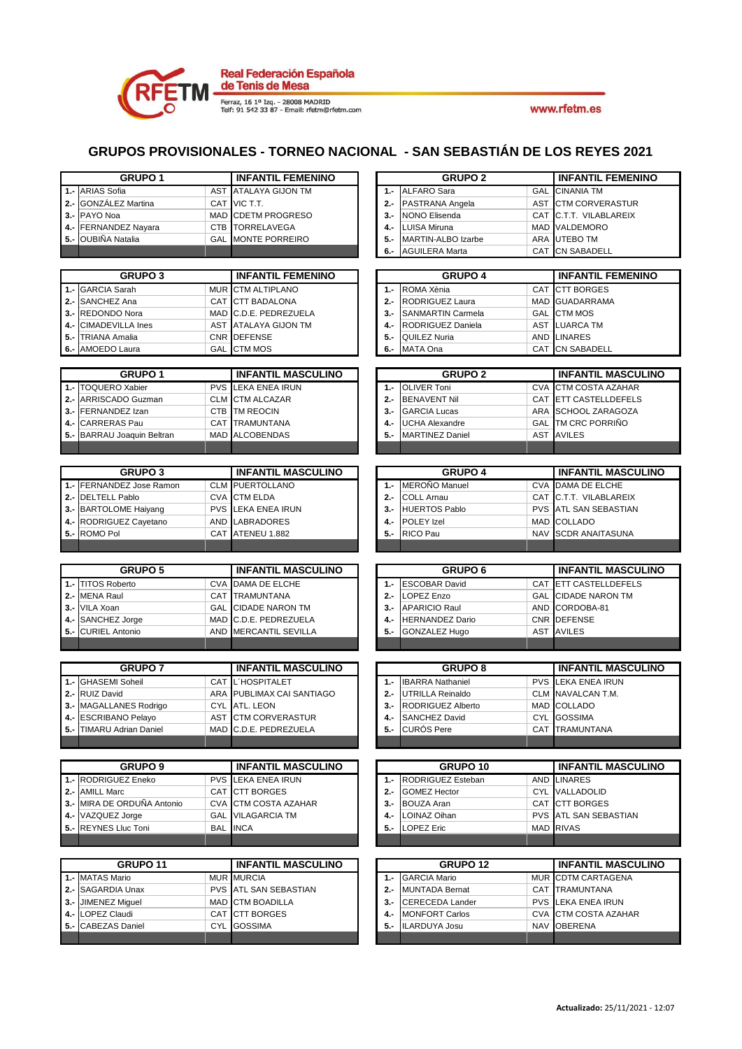Real Federación Española de Tenis de Mesa

Ferraz, 16 1º Izq. - 28008 MADRID
Telf: 91 542 33 87 - Email: rfetm@rfetm.com

www.rfetm.es

## GRUPOS PROVISIONALES - TORNEO NACIONAL - SAN SEBASTIÁN DE LOS REYES 2021

| | GRUPO 1 | | INFANTIL FEMENINO |
|---|---|---|---|
| 1.- | ARIAS Sofia | AST | ATALAYA GIJON TM |
| 2.- | GONZÁLEZ Martina | CAT | VIC T.T. |
| 3.- | PAYO Noa | MAD | CDETM PROGRESO |
| 4.- | FERNANDEZ Nayara | CTB | TORRELAVEGA |
| 5.- | OUBIÑA Natalia | GAL | MONTE PORREIRO |

| | GRUPO 2 | | INFANTIL FEMENINO |
|---|---|---|---|
| 1.- | ALFARO Sara | GAL | CINANIA TM |
| 2.- | PASTRANA Angela | AST | CTM CORVERASTUR |
| 3.- | NONO Elisenda | CAT | C.T.T. VILABLAREIX |
| 4.- | LUISA Miruna | MAD | VALDEMORO |
| 5.- | MARTIN-ALBO Izarbe | ARA | UTEBO TM |
| 6.- | AGUILERA Marta | CAT | CN SABADELL |

| | GRUPO 3 | | INFANTIL FEMENINO |
|---|---|---|---|
| 1.- | GARCIA Sarah | MUR | CTM ALTIPLANO |
| 2.- | SANCHEZ Ana | CAT | CTT BADALONA |
| 3.- | REDONDO Nora | MAD | C.D.E. PEDREZUELA |
| 4.- | CIMADEVILLA Ines | AST | ATALAYA GIJON TM |
| 5.- | TRIANA Amalia | CNR | DEFENSE |
| 6.- | AMOEDO Laura | GAL | CTM MOS |

| | GRUPO 4 | | INFANTIL FEMENINO |
|---|---|---|---|
| 1.- | ROMA Xènia | CAT | CTT BORGES |
| 2.- | RODRIGUEZ Laura | MAD | GUADARRAMA |
| 3.- | SANMARTIN Carmela | GAL | CTM MOS |
| 4.- | RODRIGUEZ Daniela | AST | LUARCA TM |
| 5.- | QUILEZ Nuria | AND | LINARES |
| 6.- | MATA Ona | CAT | CN SABADELL |

| | GRUPO 1 | | INFANTIL MASCULINO |
|---|---|---|---|
| 1.- | TOQUERO Xabier | PVS | LEKA ENEA IRUN |
| 2.- | ARRISCADO Guzman | CLM | CTM ALCAZAR |
| 3.- | FERNANDEZ Izan | CTB | TM REOCIN |
| 4.- | CARRERAS Pau | CAT | TRAMUNTANA |
| 5.- | BARRAU Joaquin Beltran | MAD | ALCOBENDAS |

| | GRUPO 2 | | INFANTIL MASCULINO |
|---|---|---|---|
| 1.- | OLIVER Toni | CVA | CTM COSTA AZAHAR |
| 2.- | BENAVENT Nil | CAT | ETT CASTELLDEFELS |
| 3.- | GARCIA Lucas | ARA | SCHOOL ZARAGOZA |
| 4.- | UCHA Alexandre | GAL | TM CRC PORRIÑO |
| 5.- | MARTINEZ Daniel | AST | AVILES |

| | GRUPO 3 | | INFANTIL MASCULINO |
|---|---|---|---|
| 1.- | FERNANDEZ Jose Ramon | CLM | PUERTOLLANO |
| 2.- | DELTELL Pablo | CVA | CTM ELDA |
| 3.- | BARTOLOME Haiyang | PVS | LEKA ENEA IRUN |
| 4.- | RODRIGUEZ Cayetano | AND | LABRADORES |
| 5.- | ROMO Pol | CAT | ATENEU 1.882 |

| | GRUPO 4 | | INFANTIL MASCULINO |
|---|---|---|---|
| 1.- | MEROÑO Manuel | CVA | DAMA DE ELCHE |
| 2.- | COLL Arnau | CAT | C.T.T. VILABLAREIX |
| 3.- | HUERTOS Pablo | PVS | ATL SAN SEBASTIAN |
| 4.- | POLEY Izel | MAD | COLLADO |
| 5.- | RICO Pau | NAV | SCDR ANAITASUNA |

| | GRUPO 5 | | INFANTIL MASCULINO |
|---|---|---|---|
| 1.- | TITOS Roberto | CVA | DAMA DE ELCHE |
| 2.- | MENA Raul | CAT | TRAMUNTANA |
| 3.- | VILA Xoan | GAL | CIDADE NARON TM |
| 4.- | SANCHEZ Jorge | MAD | C.D.E. PEDREZUELA |
| 5.- | CURIEL Antonio | AND | MERCANTIL SEVILLA |

| | GRUPO 6 | | INFANTIL MASCULINO |
|---|---|---|---|
| 1.- | ESCOBAR David | CAT | ETT CASTELLDEFELS |
| 2.- | LOPEZ Enzo | GAL | CIDADE NARON TM |
| 3.- | APARICIO Raul | AND | CORDOBA-81 |
| 4.- | HERNANDEZ Dario | CNR | DEFENSE |
| 5.- | GONZALEZ Hugo | AST | AVILES |

| | GRUPO 7 | | INFANTIL MASCULINO |
|---|---|---|---|
| 1.- | GHASEMI Soheil | CAT | L´HOSPITALET |
| 2.- | RUIZ David | ARA | PUBLIMAX CAI SANTIAGO |
| 3.- | MAGALLANES Rodrigo | CYL | ATL. LEON |
| 4.- | ESCRIBANO Pelayo | AST | CTM CORVERASTUR |
| 5.- | TIMARU Adrian Daniel | MAD | C.D.E. PEDREZUELA |

| | GRUPO 8 | | INFANTIL MASCULINO |
|---|---|---|---|
| 1.- | IBARRA Nathaniel | PVS | LEKA ENEA IRUN |
| 2.- | UTRILLA Reinaldo | CLM | NAVALCAN T.M. |
| 3.- | RODRIGUEZ Alberto | MAD | COLLADO |
| 4.- | SANCHEZ David | CYL | GOSSIMA |
| 5.- | CURÓS Pere | CAT | TRAMUNTANA |

| | GRUPO 9 | | INFANTIL MASCULINO |
|---|---|---|---|
| 1.- | RODRIGUEZ Eneko | PVS | LEKA ENEA IRUN |
| 2.- | AMILL Marc | CAT | CTT BORGES |
| 3.- | MIRA DE ORDUÑA Antonio | CVA | CTM COSTA AZAHAR |
| 4.- | VAZQUEZ Jorge | GAL | VILAGARCIA TM |
| 5.- | REYNES Lluc Toni | BAL | INCA |

| | GRUPO 10 | | INFANTIL MASCULINO |
|---|---|---|---|
| 1.- | RODRIGUEZ Esteban | AND | LINARES |
| 2.- | GOMEZ Hector | CYL | VALLADOLID |
| 3.- | BOUZA Aran | CAT | CTT BORGES |
| 4.- | LOINAZ Oihan | PVS | ATL SAN SEBASTIAN |
| 5.- | LOPEZ Eric | MAD | RIVAS |

| | GRUPO 11 | | INFANTIL MASCULINO |
|---|---|---|---|
| 1.- | MATAS Mario | MUR | MURCIA |
| 2.- | SAGARDIA Unax | PVS | ATL SAN SEBASTIAN |
| 3.- | JIMENEZ Miguel | MAD | CTM BOADILLA |
| 4.- | LOPEZ Claudi | CAT | CTT BORGES |
| 5.- | CABEZAS Daniel | CYL | GOSSIMA |

| | GRUPO 12 | | INFANTIL MASCULINO |
|---|---|---|---|
| 1.- | GARCIA Mario | MUR | CDTM CARTAGENA |
| 2.- | MUNTADA Bernat | CAT | TRAMUNTANA |
| 3.- | CERECEDA Lander | PVS | LEKA ENEA IRUN |
| 4.- | MONFORT Carlos | CVA | CTM COSTA AZAHAR |
| 5.- | ILARDUYA Josu | NAV | OBERENA |

**Actualizado:** 25/11/2021 - 12:07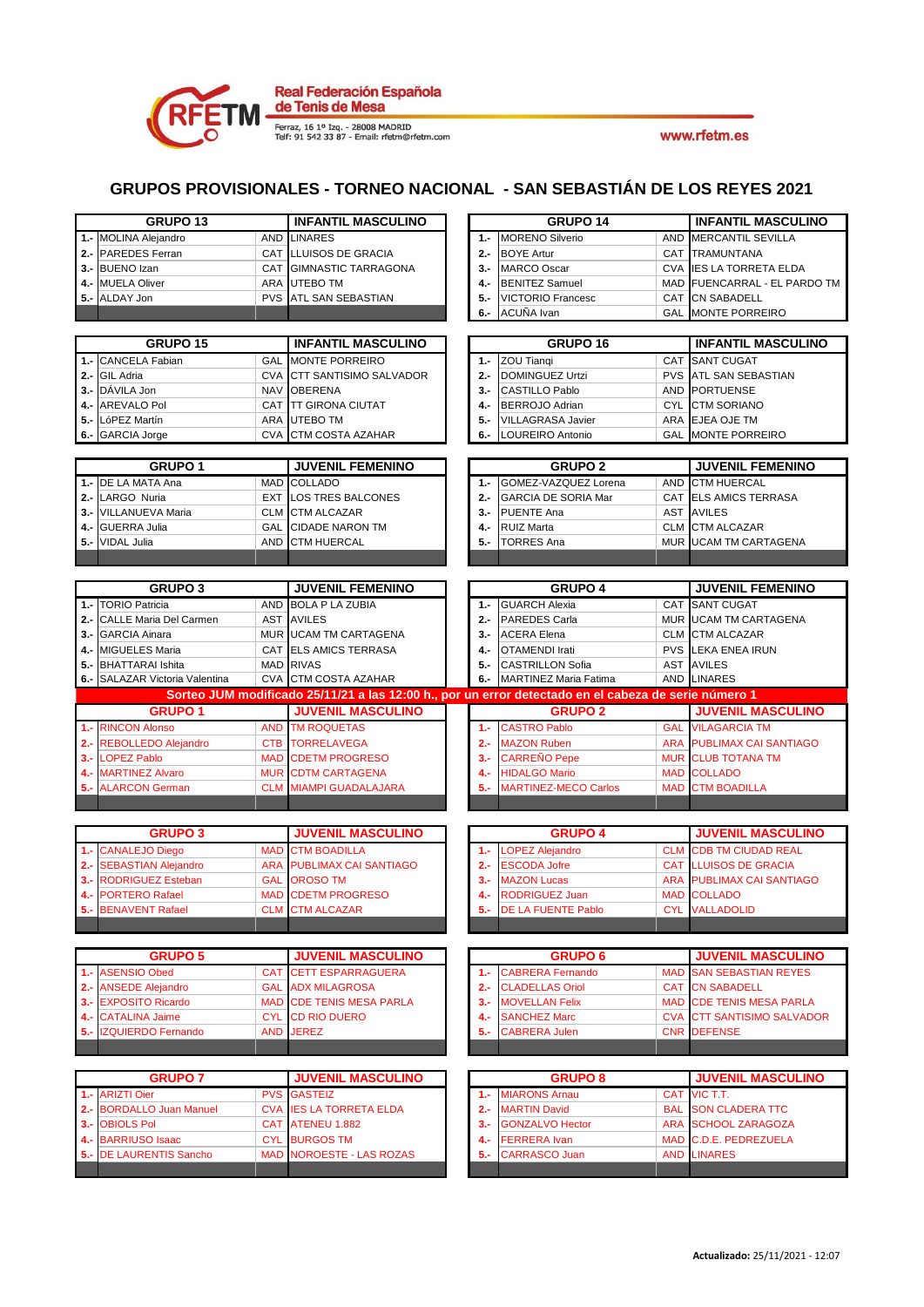Real Federación Española de Tenis de Mesa

Ferraz, 16 1º Izq. - 28008 MADRID
Telf: 91 542 33 87 - Email: rfetm@rfetm.com

www.rfetm.es

# GRUPOS PROVISIONALES - TORNEO NACIONAL - SAN SEBASTIÁN DE LOS REYES 2021

| GRUPO 13 | | | INFANTIL MASCULINO |
|---|---|---|---|
| 1.- | MOLINA Alejandro | AND | LINARES |
| 2.- | PAREDES Ferran | CAT | LLUISOS DE GRACIA |
| 3.- | BUENO Izan | CAT | GIMNASTIC TARRAGONA |
| 4.- | MUELA Oliver | ARA | UTEBO TM |
| 5.- | ALDAY Jon | PVS | ATL SAN SEBASTIAN |

| GRUPO 14 | | | INFANTIL MASCULINO |
|---|---|---|---|
| 1.- | MORENO Silverio | AND | MERCANTIL SEVILLA |
| 2.- | BOYE Artur | CAT | TRAMUNTANA |
| 3.- | MARCO Oscar | CVA | IES LA TORRETA ELDA |
| 4.- | BENITEZ Samuel | MAD | FUENCARRAL - EL PARDO TM |
| 5.- | VICTORIO Francesc | CAT | CN SABADELL |
| 6.- | ACUÑA Ivan | GAL | MONTE PORREIRO |

| GRUPO 15 | | | INFANTIL MASCULINO |
|---|---|---|---|
| 1.- | CANCELA Fabian | GAL | MONTE PORREIRO |
| 2.- | GIL Adria | CVA | CTT SANTISIMO SALVADOR |
| 3.- | DÁVILA Jon | NAV | OBERENA |
| 4.- | AREVALO Pol | CAT | TT GIRONA CIUTAT |
| 5.- | LóPEZ Martín | ARA | UTEBO TM |
| 6.- | GARCIA Jorge | CVA | CTM COSTA AZAHAR |

| GRUPO 16 | | | INFANTIL MASCULINO |
|---|---|---|---|
| 1.- | ZOU Tianqi | CAT | SANT CUGAT |
| 2.- | DOMINGUEZ Urtzi | PVS | ATL SAN SEBASTIAN |
| 3.- | CASTILLO Pablo | AND | PORTUENSE |
| 4.- | BERROJO Adrian | CYL | CTM SORIANO |
| 5.- | VILLAGRASA Javier | ARA | EJEA OJE TM |
| 6.- | LOUREIRO Antonio | GAL | MONTE PORREIRO |

| GRUPO 1 | | | JUVENIL FEMENINO |
|---|---|---|---|
| 1.- | DE LA MATA Ana | MAD | COLLADO |
| 2.- | LARGO Nuria | EXT | LOS TRES BALCONES |
| 3.- | VILLANUEVA Maria | CLM | CTM ALCAZAR |
| 4.- | GUERRA Julia | GAL | CIDADE NARON TM |
| 5.- | VIDAL Julia | AND | CTM HUERCAL |

| GRUPO 2 | | | JUVENIL FEMENINO |
|---|---|---|---|
| 1.- | GOMEZ-VAZQUEZ Lorena | AND | CTM HUERCAL |
| 2.- | GARCIA DE SORIA Mar | CAT | ELS AMICS TERRASA |
| 3.- | PUENTE Ana | AST | AVILES |
| 4.- | RUIZ Marta | CLM | CTM ALCAZAR |
| 5.- | TORRES Ana | MUR | UCAM TM CARTAGENA |

| GRUPO 3 | | | JUVENIL FEMENINO |
|---|---|---|---|
| 1.- | TORIO Patricia | AND | BOLA P LA ZUBIA |
| 2.- | CALLE Maria Del Carmen | AST | AVILES |
| 3.- | GARCIA Ainara | MUR | UCAM TM CARTAGENA |
| 4.- | MIGUELES Maria | CAT | ELS AMICS TERRASA |
| 5.- | BHATTARAI Ishita | MAD | RIVAS |
| 6.- | SALAZAR Victoria Valentina | CVA | CTM COSTA AZAHAR |

| GRUPO 4 | | | JUVENIL FEMENINO |
|---|---|---|---|
| 1.- | GUARCH Alexia | CAT | SANT CUGAT |
| 2.- | PAREDES Carla | MUR | UCAM TM CARTAGENA |
| 3.- | ACERA Elena | CLM | CTM ALCAZAR |
| 4.- | OTAMENDI Irati | PVS | LEKA ENEA IRUN |
| 5.- | CASTRILLON Sofia | AST | AVILES |
| 6.- | MARTINEZ Maria Fatima | AND | LINARES |

**Sorteo JUM modificado 25/11/21 a las 12:00 h., por un error detectado en el cabeza de serie número 1**

| GRUPO 1 | | | JUVENIL MASCULINO |
|---|---|---|---|
| 1.- | RINCON Alonso | AND | TM ROQUETAS |
| 2.- | REBOLLEDO Alejandro | CTB | TORRELAVEGA |
| 3.- | LOPEZ Pablo | MAD | CDETM PROGRESO |
| 4.- | MARTINEZ Alvaro | MUR | CDTM CARTAGENA |
| 5.- | ALARCON German | CLM | MIAMPI GUADALAJARA |

| GRUPO 2 | | | JUVENIL MASCULINO |
|---|---|---|---|
| 1.- | CASTRO Pablo | GAL | VILAGARCIA TM |
| 2.- | MAZON Ruben | ARA | PUBLIMAX CAI SANTIAGO |
| 3.- | CARREÑO Pepe | MUR | CLUB TOTANA TM |
| 4.- | HIDALGO Mario | MAD | COLLADO |
| 5.- | MARTINEZ-MECO Carlos | MAD | CTM BOADILLA |

| GRUPO 3 | | | JUVENIL MASCULINO |
|---|---|---|---|
| 1.- | CANALEJO Diego | MAD | CTM BOADILLA |
| 2.- | SEBASTIAN Alejandro | ARA | PUBLIMAX CAI SANTIAGO |
| 3.- | RODRIGUEZ Esteban | GAL | OROSO TM |
| 4.- | PORTERO Rafael | MAD | CDETM PROGRESO |
| 5.- | BENAVENT Rafael | CLM | CTM ALCAZAR |

| GRUPO 4 | | | JUVENIL MASCULINO |
|---|---|---|---|
| 1.- | LOPEZ Alejandro | CLM | CDB TM CIUDAD REAL |
| 2.- | ESCODA Jofre | CAT | LLUISOS DE GRACIA |
| 3.- | MAZON Lucas | ARA | PUBLIMAX CAI SANTIAGO |
| 4.- | RODRIGUEZ Juan | MAD | COLLADO |
| 5.- | DE LA FUENTE Pablo | CYL | VALLADOLID |

| GRUPO 5 | | | JUVENIL MASCULINO |
|---|---|---|---|
| 1.- | ASENSIO Obed | CAT | CETT ESPARRAGUERA |
| 2.- | ANSEDE Alejandro | GAL | ADX MILAGROSA |
| 3.- | EXPOSITO Ricardo | MAD | CDE TENIS MESA PARLA |
| 4.- | CATALINA Jaime | CYL | CD RIO DUERO |
| 5.- | IZQUIERDO Fernando | AND | JEREZ |

| GRUPO 6 | | | JUVENIL MASCULINO |
|---|---|---|---|
| 1.- | CABRERA Fernando | MAD | SAN SEBASTIAN REYES |
| 2.- | CLADELLAS Oriol | CAT | CN SABADELL |
| 3.- | MOVELLAN Felix | MAD | CDE TENIS MESA PARLA |
| 4.- | SANCHEZ Marc | CVA | CTT SANTISIMO SALVADOR |
| 5.- | CABRERA Julen | CNR | DEFENSE |

| GRUPO 7 | | | JUVENIL MASCULINO |
|---|---|---|---|
| 1.- | ARIZTI Oier | PVS | GASTEIZ |
| 2.- | BORDALLO Juan Manuel | CVA | IES LA TORRETA ELDA |
| 3.- | OBIOLS Pol | CAT | ATENEU 1.882 |
| 4.- | BARRIUSO Isaac | CYL | BURGOS TM |
| 5.- | DE LAURENTIS Sancho | MAD | NOROESTE - LAS ROZAS |

| GRUPO 8 | | | JUVENIL MASCULINO |
|---|---|---|---|
| 1.- | MIARONS Arnau | CAT | VIC T.T. |
| 2.- | MARTIN David | BAL | SON CLADERA TTC |
| 3.- | GONZALVO Hector | ARA | SCHOOL ZARAGOZA |
| 4.- | FERRERA Ivan | MAD | C.D.E. PEDREZUELA |
| 5.- | CARRASCO Juan | AND | LINARES |

**Actualizado:** 25/11/2021 - 12:07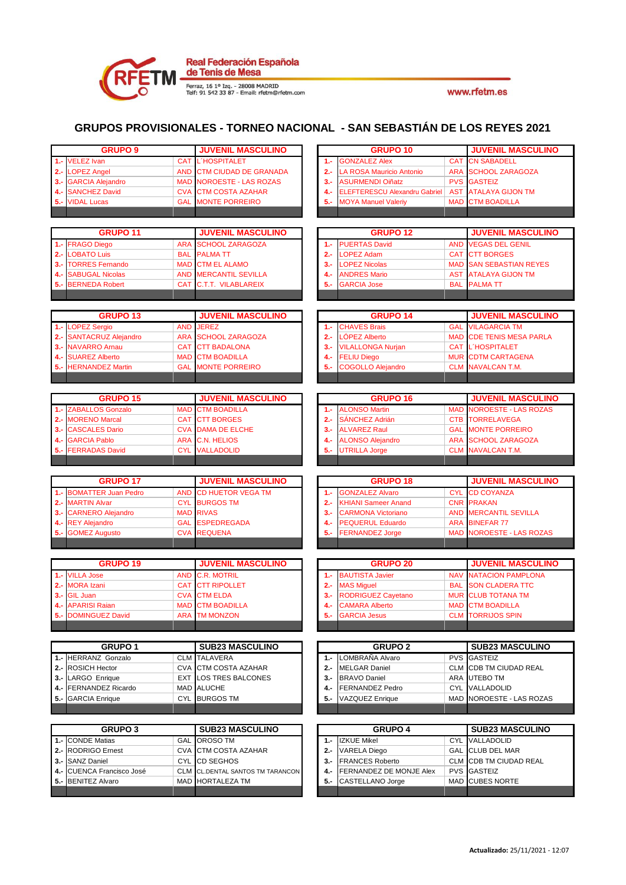Real Federación Española de Tenis de Mesa

Ferraz, 16 1º Izq. - 28008 MADRID
Telf: 91 542 33 87 - Email: rfetm@rfetm.com

www.rfetm.es

## GRUPOS PROVISIONALES - TORNEO NACIONAL - SAN SEBASTIÁN DE LOS REYES 2021

| GRUPO 9 | | | JUVENIL MASCULINO |
|---|---|---|---|
| 1.- | VELEZ Ivan | CAT | L´HOSPITALET |
| 2.- | LOPEZ Angel | AND | CTM CIUDAD DE GRANADA |
| 3.- | GARCIA Alejandro | MAD | NOROESTE - LAS ROZAS |
| 4.- | SANCHEZ David | CVA | CTM COSTA AZAHAR |
| 5.- | VIDAL Lucas | GAL | MONTE PORREIRO |

| GRUPO 10 | | | JUVENIL MASCULINO |
|---|---|---|---|
| 1.- | GONZALEZ Alex | CAT | CN SABADELL |
| 2.- | LA ROSA Mauricio Antonio | ARA | SCHOOL ZARAGOZA |
| 3.- | ASURMENDI Oiñatz | PVS | GASTEIZ |
| 4.- | ELEFTERESCU Alexandru Gabriel | AST | ATALAYA GIJON TM |
| 5.- | MOYA Manuel Valeriy | MAD | CTM BOADILLA |

| GRUPO 11 | | | JUVENIL MASCULINO |
|---|---|---|---|
| 1.- | FRAGO Diego | ARA | SCHOOL ZARAGOZA |
| 2.- | LOBATO Luis | BAL | PALMA TT |
| 3.- | TORRES Fernando | MAD | CTM EL ALAMO |
| 4.- | SABUGAL Nicolas | AND | MERCANTIL SEVILLA |
| 5.- | BERNEDA Robert | CAT | C.T.T. VILABLAREIX |

| GRUPO 12 | | | JUVENIL MASCULINO |
|---|---|---|---|
| 1.- | PUERTAS David | AND | VEGAS DEL GENIL |
| 2.- | LOPEZ Adam | CAT | CTT BORGES |
| 3.- | LOPEZ Nicolas | MAD | SAN SEBASTIAN REYES |
| 4.- | ANDRES Mario | AST | ATALAYA GIJON TM |
| 5.- | GARCIA Jose | BAL | PALMA TT |

| GRUPO 13 | | | JUVENIL MASCULINO |
|---|---|---|---|
| 1.- | LOPEZ Sergio | AND | JEREZ |
| 2.- | SANTACRUZ Alejandro | ARA | SCHOOL ZARAGOZA |
| 3.- | NAVARRO Arnau | CAT | CTT BADALONA |
| 4.- | SUAREZ Alberto | MAD | CTM BOADILLA |
| 5.- | HERNANDEZ Martin | GAL | MONTE PORREIRO |

| GRUPO 14 | | | JUVENIL MASCULINO |
|---|---|---|---|
| 1.- | CHAVES Brais | GAL | VILAGARCIA TM |
| 2.- | LÓPEZ Alberto | MAD | CDE TENIS MESA PARLA |
| 3.- | VILALLONGA Nurjan | CAT | L´HOSPITALET |
| 4.- | FELIU Diego | MUR | CDTM CARTAGENA |
| 5.- | COGOLLO Alejandro | CLM | NAVALCAN T.M. |

| GRUPO 15 | | | JUVENIL MASCULINO |
|---|---|---|---|
| 1.- | ZABALLOS Gonzalo | MAD | CTM BOADILLA |
| 2.- | MORENO Marcal | CAT | CTT BORGES |
| 3.- | CASCALES Dario | CVA | DAMA DE ELCHE |
| 4.- | GARCIA Pablo | ARA | C.N. HELIOS |
| 5.- | FERRADAS David | CYL | VALLADOLID |

| GRUPO 16 | | | JUVENIL MASCULINO |
|---|---|---|---|
| 1.- | ALONSO Martin | MAD | NOROESTE - LAS ROZAS |
| 2.- | SÁNCHEZ Adrián | CTB | TORRELAVEGA |
| 3.- | ALVAREZ Raul | GAL | MONTE PORREIRO |
| 4.- | ALONSO Alejandro | ARA | SCHOOL ZARAGOZA |
| 5.- | UTRILLA Jorge | CLM | NAVALCAN T.M. |

| GRUPO 17 | | | JUVENIL MASCULINO |
|---|---|---|---|
| 1.- | BOMATTER Juan Pedro | AND | CD HUETOR VEGA TM |
| 2.- | MARTIN Alvar | CYL | BURGOS TM |
| 3.- | CARNERO Alejandro | MAD | RIVAS |
| 4.- | REY Alejandro | GAL | ESPEDREGADA |
| 5.- | GOMEZ Augusto | CVA | REQUENA |

| GRUPO 18 | | | JUVENIL MASCULINO |
|---|---|---|---|
| 1.- | GONZALEZ Alvaro | CYL | CD COYANZA |
| 2.- | KHIANI Sameer Anand | CNR | PRAKAN |
| 3.- | CARMONA Victoriano | AND | MERCANTIL SEVILLA |
| 4.- | PEQUERUL Eduardo | ARA | BINEFAR 77 |
| 5.- | FERNANDEZ Jorge | MAD | NOROESTE - LAS ROZAS |

| GRUPO 19 | | | JUVENIL MASCULINO |
|---|---|---|---|
| 1.- | VILLA Jose | AND | C.R. MOTRIL |
| 2.- | MORA Izani | CAT | CTT RIPOLLET |
| 3.- | GIL Juan | CVA | CTM ELDA |
| 4.- | APARISI Raian | MAD | CTM BOADILLA |
| 5.- | DOMINGUEZ David | ARA | TM MONZON |

| GRUPO 20 | | | JUVENIL MASCULINO |
|---|---|---|---|
| 1.- | BAUTISTA Javier | NAV | NATACION PAMPLONA |
| 2.- | MAS Miguel | BAL | SON CLADERA TTC |
| 3.- | RODRIGUEZ Cayetano | MUR | CLUB TOTANA TM |
| 4.- | CAMARA Alberto | MAD | CTM BOADILLA |
| 5.- | GARCIA Jesus | CLM | TORRIJOS SPIN |

| GRUPO 1 | | | SUB23 MASCULINO |
|---|---|---|---|
| 1.- | HERRANZ Gonzalo | CLM | TALAVERA |
| 2.- | ROSICH Hector | CVA | CTM COSTA AZAHAR |
| 3.- | LARGO Enrique | EXT | LOS TRES BALCONES |
| 4.- | FERNANDEZ Ricardo | MAD | ALUCHE |
| 5.- | GARCIA Enrique | CYL | BURGOS TM |

| GRUPO 2 | | | SUB23 MASCULINO |
|---|---|---|---|
| 1.- | LOMBRAÑA Alvaro | PVS | GASTEIZ |
| 2.- | MELGAR Daniel | CLM | CDB TM CIUDAD REAL |
| 3.- | BRAVO Daniel | ARA | UTEBO TM |
| 4.- | FERNANDEZ Pedro | CYL | VALLADOLID |
| 5.- | VAZQUEZ Enrique | MAD | NOROESTE - LAS ROZAS |

| GRUPO 3 | | | SUB23 MASCULINO |
|---|---|---|---|
| 1.- | CONDE Matias | GAL | OROSO TM |
| 2.- | RODRIGO Ernest | CVA | CTM COSTA AZAHAR |
| 3.- | SANZ Daniel | CYL | CD SEGHOS |
| 4.- | CUENCA Francisco José | CLM | CL.DENTAL SANTOS TM TARANCON |
| 5.- | BENITEZ Alvaro | MAD | HORTALEZA TM |

| GRUPO 4 | | | SUB23 MASCULINO |
|---|---|---|---|
| 1.- | IZKUE Mikel | CYL | VALLADOLID |
| 2.- | VARELA Diego | GAL | CLUB DEL MAR |
| 3.- | FRANCES Roberto | CLM | CDB TM CIUDAD REAL |
| 4.- | FERNANDEZ DE MONJE Alex | PVS | GASTEIZ |
| 5.- | CASTELLANO Jorge | MAD | CUBES NORTE |

**Actualizado:** 25/11/2021 - 12:07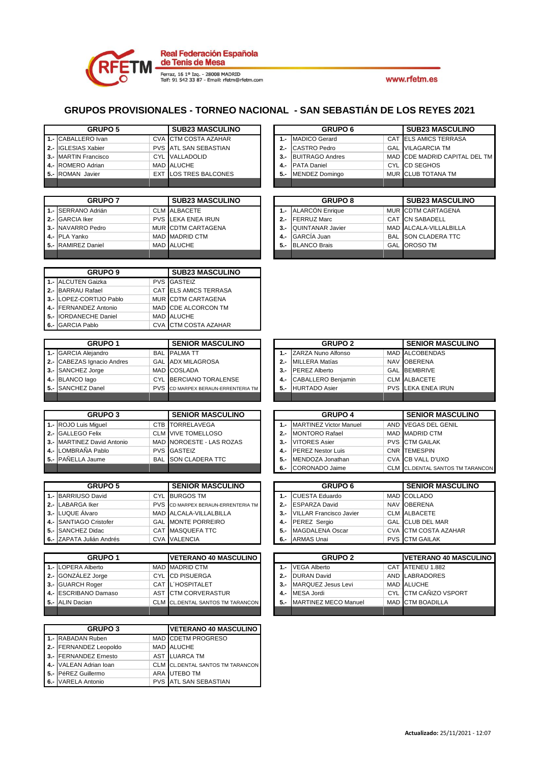Real Federación Española de Tenis de Mesa

Ferraz, 16 1º Izq. - 28008 MADRID
Telf: 91 542 33 87 - Email: rfetm@rfetm.com

www.rfetm.es

## GRUPOS PROVISIONALES - TORNEO NACIONAL - SAN SEBASTIÁN DE LOS REYES 2021

| | GRUPO 5 | | SUB23 MASCULINO |
|---|---|---|---|
| 1.- | CABALLERO Ivan | CVA | CTM COSTA AZAHAR |
| 2.- | IGLESIAS Xabier | PVS | ATL SAN SEBASTIAN |
| 3.- | MARTIN Francisco | CYL | VALLADOLID |
| 4.- | ROMERO Adrian | MAD | ALUCHE |
| 5.- | ROMAN Javier | EXT | LOS TRES BALCONES |

| | GRUPO 6 | | SUB23 MASCULINO |
|---|---|---|---|
| 1.- | MADICO Gerard | CAT | ELS AMICS TERRASA |
| 2.- | CASTRO Pedro | GAL | VILAGARCIA TM |
| 3.- | BUITRAGO Andres | MAD | CDE MADRID CAPITAL DEL TM |
| 4.- | PATA Daniel | CYL | CD SEGHOS |
| 5.- | MENDEZ Domingo | MUR | CLUB TOTANA TM |

| | GRUPO 7 | | SUB23 MASCULINO |
|---|---|---|---|
| 1.- | SERRANO Adrián | CLM | ALBACETE |
| 2.- | GARCIA Iker | PVS | LEKA ENEA IRUN |
| 3.- | NAVARRO Pedro | MUR | CDTM CARTAGENA |
| 4.- | PLA Yanko | MAD | MADRID CTM |
| 5.- | RAMIREZ Daniel | MAD | ALUCHE |

| | GRUPO 8 | | SUB23 MASCULINO |
|---|---|---|---|
| 1.- | ALARCÓN Enrique | MUR | CDTM CARTAGENA |
| 2.- | FERRUZ Marc | CAT | CN SABADELL |
| 3.- | QUINTANAR Javier | MAD | ALCALA-VILLALBILLA |
| 4.- | GARCÍA Juan | BAL | SON CLADERA TTC |
| 5.- | BLANCO Brais | GAL | OROSO TM |

| | GRUPO 9 | | SUB23 MASCULINO |
|---|---|---|---|
| 1.- | ALCUTEN Gaizka | PVS | GASTEIZ |
| 2.- | BARRAU Rafael | CAT | ELS AMICS TERRASA |
| 3.- | LOPEZ-CORTIJO Pablo | MUR | CDTM CARTAGENA |
| 4.- | FERNANDEZ Antonio | MAD | CDE ALCORCON TM |
| 5.- | IORDANECHE Daniel | MAD | ALUCHE |
| 6.- | GARCIA Pablo | CVA | CTM COSTA AZAHAR |

| | GRUPO 1 | | SENIOR MASCULINO |
|---|---|---|---|
| 1.- | GARCIA Alejandro | BAL | PALMA TT |
| 2.- | CABEZAS Ignacio Andres | GAL | ADX MILAGROSA |
| 3.- | SANCHEZ Jorge | MAD | COSLADA |
| 4.- | BLANCO Iago | CYL | BERCIANO TORALENSE |
| 5.- | SANCHEZ Danel | PVS | CD MARPEX BERAUN-ERRENTERIA TM |

| | GRUPO 2 | | SENIOR MASCULINO |
|---|---|---|---|
| 1.- | ZARZA Nuno Alfonso | MAD | ALCOBENDAS |
| 2.- | MILLERA Matías | NAV | OBERENA |
| 3.- | PEREZ Alberto | GAL | BEMBRIVE |
| 4.- | CABALLERO Benjamin | CLM | ALBACETE |
| 5.- | HURTADO Asier | PVS | LEKA ENEA IRUN |

| | GRUPO 3 | | SENIOR MASCULINO |
|---|---|---|---|
| 1.- | ROJO Luis Miguel | CTB | TORRELAVEGA |
| 2.- | GALLEGO Felix | CLM | VIVE TOMELLOSO |
| 3.- | MARTINEZ David Antonio | MAD | NOROESTE - LAS ROZAS |
| 4.- | LOMBRAÑA Pablo | PVS | GASTEIZ |
| 5.- | PAÑELLA Jaume | BAL | SON CLADERA TTC |

| | GRUPO 4 | | SENIOR MASCULINO |
|---|---|---|---|
| 1.- | MARTINEZ Victor Manuel | AND | VEGAS DEL GENIL |
| 2.- | MONTORO Rafael | MAD | MADRID CTM |
| 3.- | VITORES Asier | PVS | CTM GAILAK |
| 4.- | PEREZ Nestor Luis | CNR | TEMESPIN |
| 5.- | MENDOZA Jonathan | CVA | CB VALL D'UXO |
| 6.- | CORONADO Jaime | CLM | CL.DENTAL SANTOS TM TARANCON |

| | GRUPO 5 | | SENIOR MASCULINO |
|---|---|---|---|
| 1.- | BARRIUSO David | CYL | BURGOS TM |
| 2.- | LABARGA Iker | PVS | CD MARPEX BERAUN-ERRENTERIA TM |
| 3.- | LUQUE Álvaro | MAD | ALCALA-VILLALBILLA |
| 4.- | SANTIAGO Cristofer | GAL | MONTE PORREIRO |
| 5.- | SANCHEZ Didac | CAT | MASQUEFA TTC |
| 6.- | ZAPATA Julián Andrés | CVA | VALENCIA |

| | GRUPO 6 | | SENIOR MASCULINO |
|---|---|---|---|
| 1.- | CUESTA Eduardo | MAD | COLLADO |
| 2.- | ESPARZA David | NAV | OBERENA |
| 3.- | VILLAR Francisco Javier | CLM | ALBACETE |
| 4.- | PEREZ Sergio | GAL | CLUB DEL MAR |
| 5.- | MAGDALENA Oscar | CVA | CTM COSTA AZAHAR |
| 6.- | ARMAS Unai | PVS | CTM GAILAK |

| | GRUPO 1 | | VETERANO 40 MASCULINO |
|---|---|---|---|
| 1.- | LOPERA Alberto | MAD | MADRID CTM |
| 2.- | GONZÁLEZ Jorge | CYL | CD PISUERGA |
| 3.- | GUARCH Roger | CAT | L´HOSPITALET |
| 4.- | ESCRIBANO Damaso | AST | CTM CORVERASTUR |
| 5.- | ALIN Dacian | CLM | CL.DENTAL SANTOS TM TARANCON |

| | GRUPO 2 | | VETERANO 40 MASCULINO |
|---|---|---|---|
| 1.- | VEGA Alberto | CAT | ATENEU 1.882 |
| 2.- | DURAN David | AND | LABRADORES |
| 3.- | MARQUEZ Jesus Levi | MAD | ALUCHE |
| 4.- | MESA Jordi | CYL | CTM CAÑIZO VSPORT |
| 5.- | MARTINEZ MECO Manuel | MAD | CTM BOADILLA |

| | GRUPO 3 | | VETERANO 40 MASCULINO |
|---|---|---|---|
| 1.- | RABADAN Ruben | MAD | CDETM PROGRESO |
| 2.- | FERNANDEZ Leopoldo | MAD | ALUCHE |
| 3.- | FERNANDEZ Ernesto | AST | LUARCA TM |
| 4.- | VALEAN Adrian Ioan | CLM | CL.DENTAL SANTOS TM TARANCON |
| 5.- | PéREZ Guillermo | ARA | UTEBO TM |
| 6.- | VARELA Antonio | PVS | ATL SAN SEBASTIAN |

**Actualizado:** 25/11/2021 - 12:07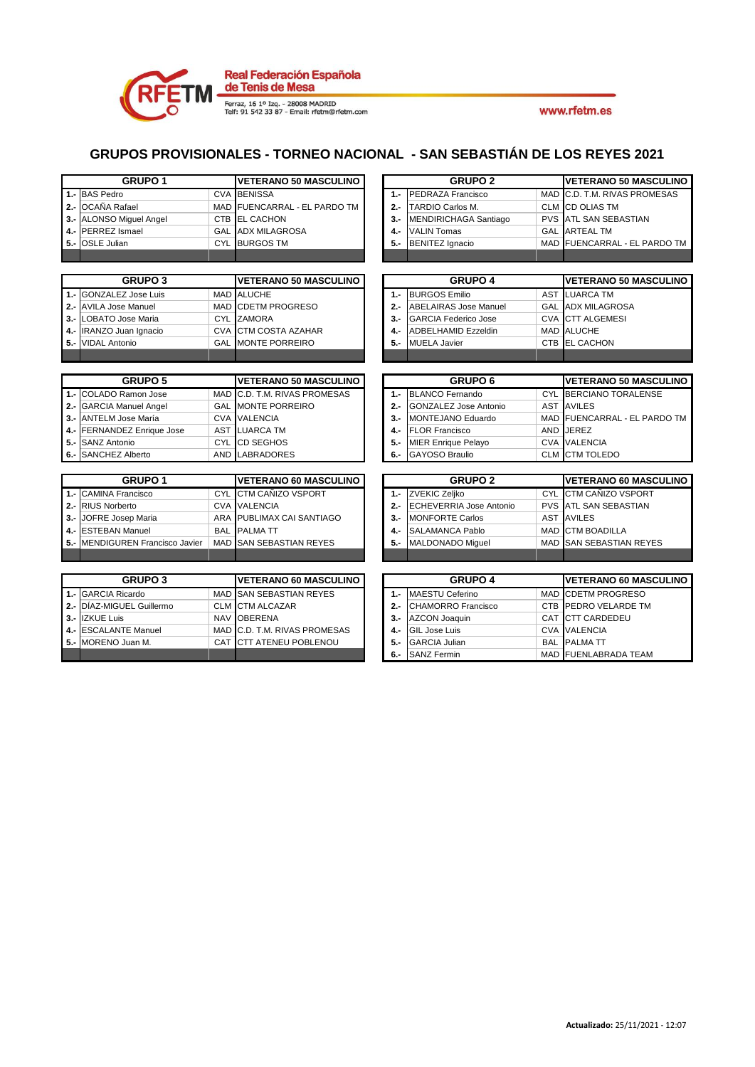Real Federación Española de Tenis de Mesa

Ferraz, 16 1º Izq. - 28008 MADRID
Telf: 91 542 33 87 - Email: rfetm@rfetm.com

www.rfetm.es

## GRUPOS PROVISIONALES - TORNEO NACIONAL - SAN SEBASTIÁN DE LOS REYES 2021

| GRUPO 1 | | | VETERANO 50 MASCULINO |
|---|---|---|---|
| 1.- | BAS Pedro | CVA | BENISSA |
| 2.- | OCAÑA Rafael | MAD | FUENCARRAL - EL PARDO TM |
| 3.- | ALONSO Miguel Angel | CTB | EL CACHON |
| 4.- | PERREZ Ismael | GAL | ADX MILAGROSA |
| 5.- | OSLE Julian | CYL | BURGOS TM |

| GRUPO 2 | | | VETERANO 50 MASCULINO |
|---|---|---|---|
| 1.- | PEDRAZA Francisco | MAD | C.D. T.M. RIVAS PROMESAS |
| 2.- | TARDIO Carlos M. | CLM | CD OLIAS TM |
| 3.- | MENDIRICHAGA Santiago | PVS | ATL SAN SEBASTIAN |
| 4.- | VALIN Tomas | GAL | ARTEAL TM |
| 5.- | BENITEZ Ignacio | MAD | FUENCARRAL - EL PARDO TM |

| GRUPO 3 | | | VETERANO 50 MASCULINO |
|---|---|---|---|
| 1.- | GONZALEZ Jose Luis | MAD | ALUCHE |
| 2.- | AVILA Jose Manuel | MAD | CDETM PROGRESO |
| 3.- | LOBATO Jose Maria | CYL | ZAMORA |
| 4.- | IRANZO Juan Ignacio | CVA | CTM COSTA AZAHAR |
| 5.- | VIDAL Antonio | GAL | MONTE PORREIRO |

| GRUPO 4 | | | VETERANO 50 MASCULINO |
|---|---|---|---|
| 1.- | BURGOS Emilio | AST | LUARCA TM |
| 2.- | ABELAIRAS Jose Manuel | GAL | ADX MILAGROSA |
| 3.- | GARCIA Federico Jose | CVA | CTT ALGEMESI |
| 4.- | ADBELHAMID Ezzeldin | MAD | ALUCHE |
| 5.- | MUELA Javier | CTB | EL CACHON |

| GRUPO 5 | | | VETERANO 50 MASCULINO |
|---|---|---|---|
| 1.- | COLADO Ramon Jose | MAD | C.D. T.M. RIVAS PROMESAS |
| 2.- | GARCIA Manuel Angel | GAL | MONTE PORREIRO |
| 3.- | ANTELM Jose María | CVA | VALENCIA |
| 4.- | FERNANDEZ Enrique Jose | AST | LUARCA TM |
| 5.- | SANZ Antonio | CYL | CD SEGHOS |
| 6.- | SANCHEZ Alberto | AND | LABRADORES |

| GRUPO 6 | | | VETERANO 50 MASCULINO |
|---|---|---|---|
| 1.- | BLANCO Fernando | CYL | BERCIANO TORALENSE |
| 2.- | GONZALEZ Jose Antonio | AST | AVILES |
| 3.- | MONTEJANO Eduardo | MAD | FUENCARRAL - EL PARDO TM |
| 4.- | FLOR Francisco | AND | JEREZ |
| 5.- | MIER Enrique Pelayo | CVA | VALENCIA |
| 6.- | GAYOSO Braulio | CLM | CTM TOLEDO |

| GRUPO 1 | | | VETERANO 60 MASCULINO |
|---|---|---|---|
| 1.- | CAMINA Francisco | CYL | CTM CAÑIZO VSPORT |
| 2.- | RIUS Norberto | CVA | VALENCIA |
| 3.- | JOFRE Josep Maria | ARA | PUBLIMAX CAI SANTIAGO |
| 4.- | ESTEBAN Manuel | BAL | PALMA TT |
| 5.- | MENDIGUREN Francisco Javier | MAD | SAN SEBASTIAN REYES |

| GRUPO 2 | | | VETERANO 60 MASCULINO |
|---|---|---|---|
| 1.- | ZVEKIC Zeljko | CYL | CTM CAÑIZO VSPORT |
| 2.- | ECHEVERRIA Jose Antonio | PVS | ATL SAN SEBASTIAN |
| 3.- | MONFORTE Carlos | AST | AVILES |
| 4.- | SALAMANCA Pablo | MAD | CTM BOADILLA |
| 5.- | MALDONADO Miguel | MAD | SAN SEBASTIAN REYES |

| GRUPO 3 | | | VETERANO 60 MASCULINO |
|---|---|---|---|
| 1.- | GARCIA Ricardo | MAD | SAN SEBASTIAN REYES |
| 2.- | DÍAZ-MIGUEL Guillermo | CLM | CTM ALCAZAR |
| 3.- | IZKUE Luis | NAV | OBERENA |
| 4.- | ESCALANTE Manuel | MAD | C.D. T.M. RIVAS PROMESAS |
| 5.- | MORENO Juan M. | CAT | CTT ATENEU POBLENOU |

| GRUPO 4 | | | VETERANO 60 MASCULINO |
|---|---|---|---|
| 1.- | MAESTU Ceferino | MAD | CDETM PROGRESO |
| 2.- | CHAMORRO Francisco | CTB | PEDRO VELARDE TM |
| 3.- | AZCON Joaquin | CAT | CTT CARDEDEU |
| 4.- | GIL Jose Luis | CVA | VALENCIA |
| 5.- | GARCIA Julian | BAL | PALMA TT |
| 6.- | SANZ Fermin | MAD | FUENLABRADA TEAM |

**Actualizado:** 25/11/2021 - 12:07